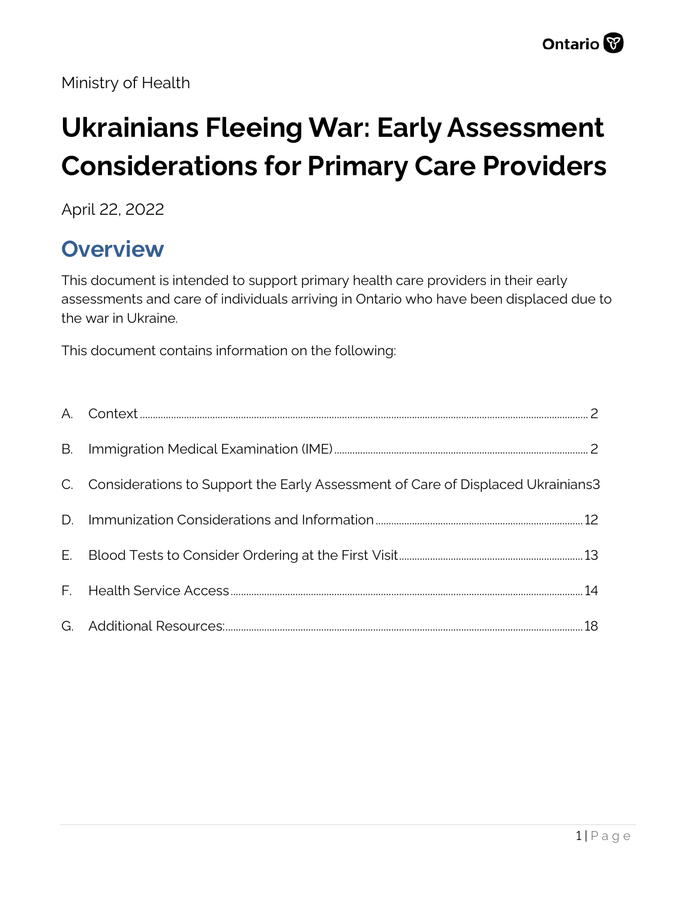Ministry of Health

# Ukrainians Fleeing War: Early Assessment Considerations for Primary Care Providers

April 22, 2022

## Overview

This document is intended to support primary health care providers in their early assessments and care of individuals arriving in Ontario who have been displaced due to the war in Ukraine.

This document contains information on the following:

A. Context ........ 2

B. Immigration Medical Examination (IME) ........ 2

C. Considerations to Support the Early Assessment of Care of Displaced Ukrainians 3

D. Immunization Considerations and Information ........ 12

E. Blood Tests to Consider Ordering at the First Visit ........ 13

F. Health Service Access ........ 14

G. Additional Resources: ........ 18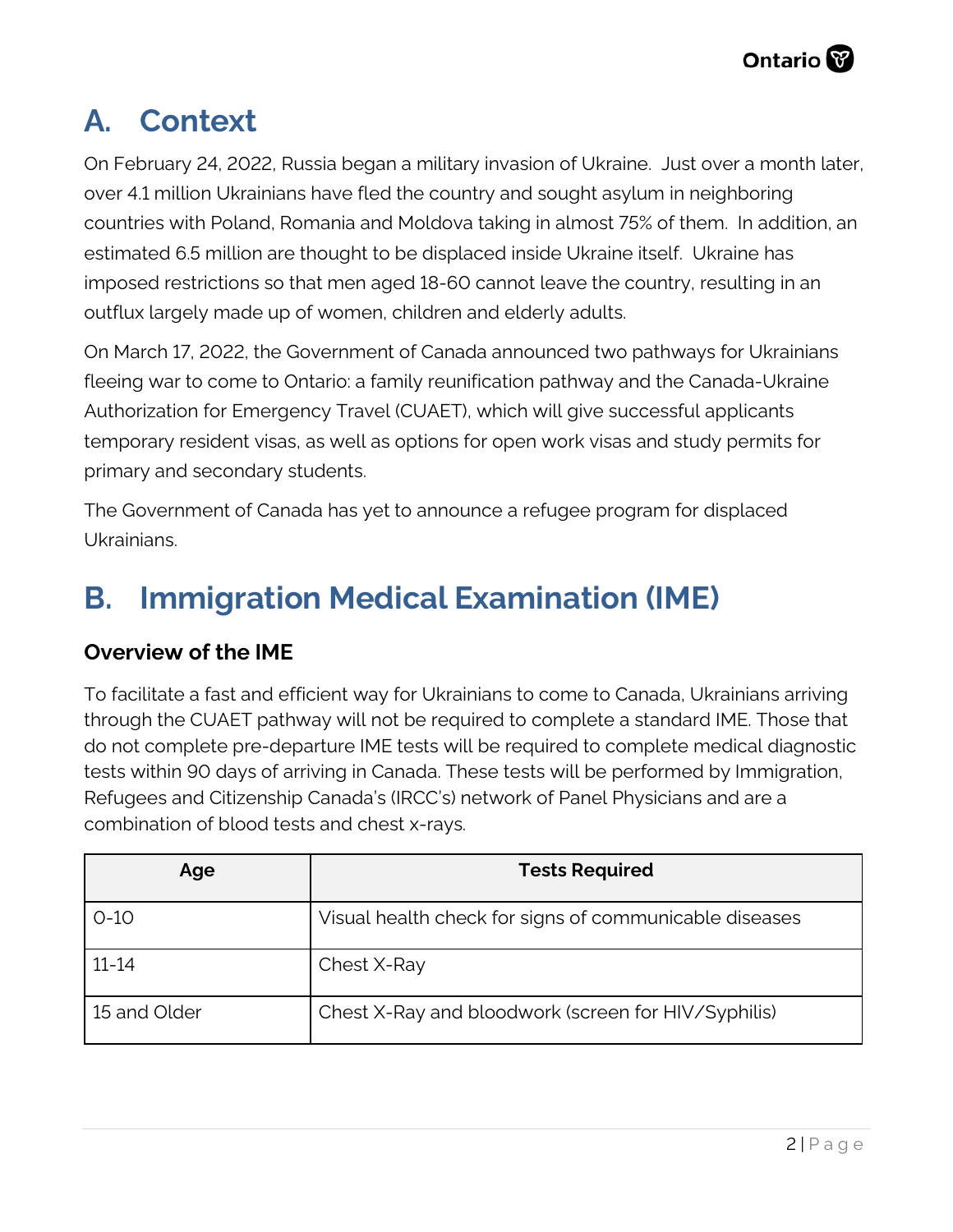## A. Context

On February 24, 2022, Russia began a military invasion of Ukraine.  Just over a month later, over 4.1 million Ukrainians have fled the country and sought asylum in neighboring countries with Poland, Romania and Moldova taking in almost 75% of them.  In addition, an estimated 6.5 million are thought to be displaced inside Ukraine itself.  Ukraine has imposed restrictions so that men aged 18-60 cannot leave the country, resulting in an outflux largely made up of women, children and elderly adults.

On March 17, 2022, the Government of Canada announced two pathways for Ukrainians fleeing war to come to Ontario: a family reunification pathway and the Canada-Ukraine Authorization for Emergency Travel (CUAET), which will give successful applicants temporary resident visas, as well as options for open work visas and study permits for primary and secondary students.

The Government of Canada has yet to announce a refugee program for displaced Ukrainians.

## B. Immigration Medical Examination (IME)

### Overview of the IME

To facilitate a fast and efficient way for Ukrainians to come to Canada, Ukrainians arriving through the CUAET pathway will not be required to complete a standard IME. Those that do not complete pre-departure IME tests will be required to complete medical diagnostic tests within 90 days of arriving in Canada. These tests will be performed by Immigration, Refugees and Citizenship Canada's (IRCC's) network of Panel Physicians and are a combination of blood tests and chest x-rays.

| Age | Tests Required |
|---|---|
| 0-10 | Visual health check for signs of communicable diseases |
| 11-14 | Chest X-Ray |
| 15 and Older | Chest X-Ray and bloodwork (screen for HIV/Syphilis) |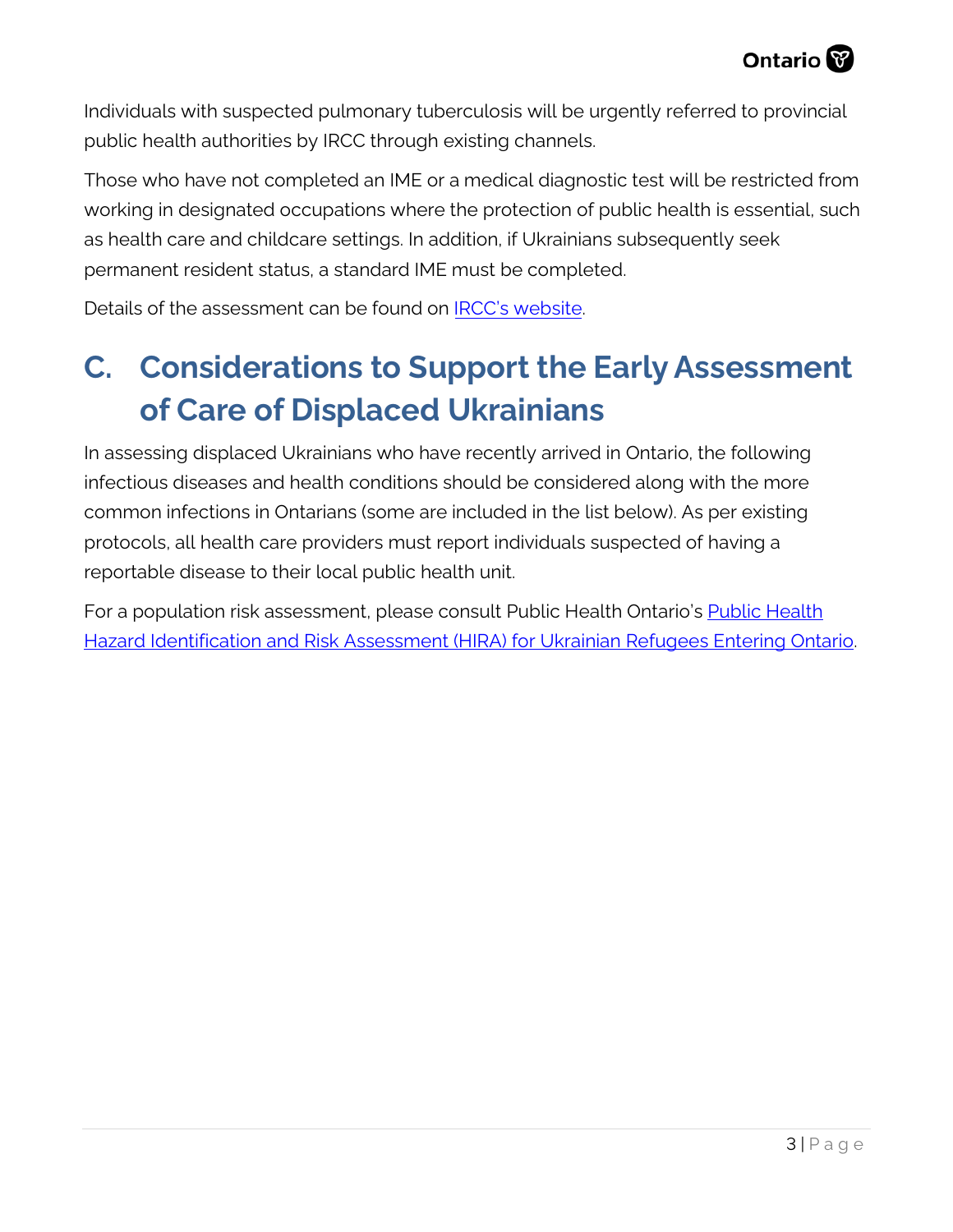Individuals with suspected pulmonary tuberculosis will be urgently referred to provincial public health authorities by IRCC through existing channels.

Those who have not completed an IME or a medical diagnostic test will be restricted from working in designated occupations where the protection of public health is essential, such as health care and childcare settings. In addition, if Ukrainians subsequently seek permanent resident status, a standard IME must be completed.

Details of the assessment can be found on IRCC's website.

## C. Considerations to Support the Early Assessment of Care of Displaced Ukrainians

In assessing displaced Ukrainians who have recently arrived in Ontario, the following infectious diseases and health conditions should be considered along with the more common infections in Ontarians (some are included in the list below). As per existing protocols, all health care providers must report individuals suspected of having a reportable disease to their local public health unit.

For a population risk assessment, please consult Public Health Ontario's Public Health Hazard Identification and Risk Assessment (HIRA) for Ukrainian Refugees Entering Ontario.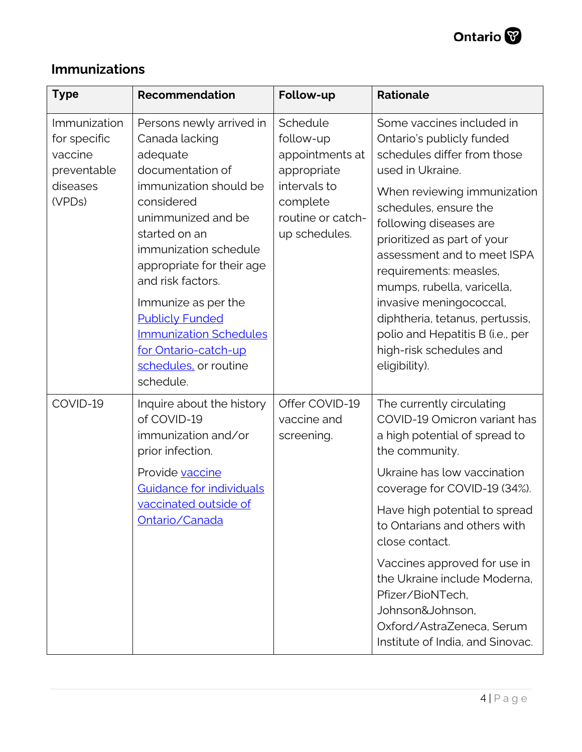## Immunizations

| Type | Recommendation | Follow-up | Rationale |
|---|---|---|---|
| Immunization for specific vaccine preventable diseases (VPDs) | Persons newly arrived in Canada lacking adequate documentation of immunization should be considered unimmunized and be started on an immunization schedule appropriate for their age and risk factors.<br><br>Immunize as per the [Publicly Funded Immunization Schedules for Ontario-catch-up schedules,]() or routine schedule. | Schedule follow-up appointments at appropriate intervals to complete routine or catch-up schedules. | Some vaccines included in Ontario's publicly funded schedules differ from those used in Ukraine.<br><br>When reviewing immunization schedules, ensure the following diseases are prioritized as part of your assessment and to meet ISPA requirements: measles, mumps, rubella, varicella, invasive meningococcal, diphtheria, tetanus, pertussis, polio and Hepatitis B (i.e., per high-risk schedules and eligibility). |
| COVID-19 | Inquire about the history of COVID-19 immunization and/or prior infection.<br><br>Provide [vaccine Guidance for individuals vaccinated outside of Ontario/Canada]() | Offer COVID-19 vaccine and screening. | The currently circulating COVID-19 Omicron variant has a high potential of spread to the community.<br><br>Ukraine has low vaccination coverage for COVID-19 (34%).<br><br>Have high potential to spread to Ontarians and others with close contact.<br><br>Vaccines approved for use in the Ukraine include Moderna, Pfizer/BioNTech, Johnson&Johnson, Oxford/AstraZeneca, Serum Institute of India, and Sinovac. |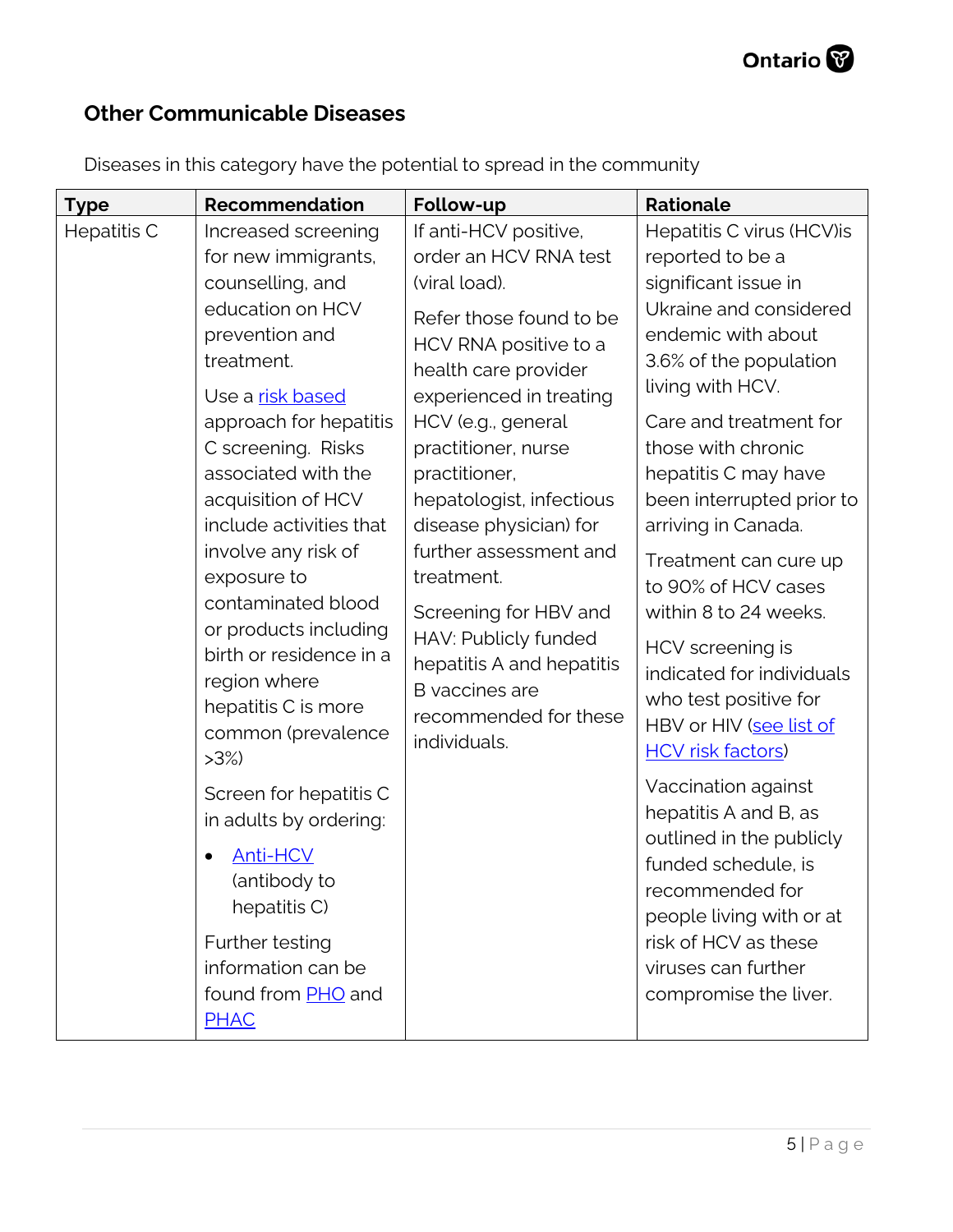## Other Communicable Diseases

Diseases in this category have the potential to spread in the community

| Type | Recommendation | Follow-up | Rationale |
|---|---|---|---|
| Hepatitis C | Increased screening for new immigrants, counselling, and education on HCV prevention and treatment.<br><br>Use a risk based approach for hepatitis C screening. Risks associated with the acquisition of HCV include activities that involve any risk of exposure to contaminated blood or products including birth or residence in a region where hepatitis C is more common (prevalence >3%)<br><br>Screen for hepatitis C in adults by ordering:<br><br>• Anti-HCV (antibody to hepatitis C)<br><br>Further testing information can be found from PHO and PHAC | If anti-HCV positive, order an HCV RNA test (viral load).<br><br>Refer those found to be HCV RNA positive to a health care provider experienced in treating HCV (e.g., general practitioner, nurse practitioner, hepatologist, infectious disease physician) for further assessment and treatment.<br><br>Screening for HBV and HAV: Publicly funded hepatitis A and hepatitis B vaccines are recommended for these individuals. | Hepatitis C virus (HCV)is reported to be a significant issue in Ukraine and considered endemic with about 3.6% of the population living with HCV.<br><br>Care and treatment for those with chronic hepatitis C may have been interrupted prior to arriving in Canada.<br><br>Treatment can cure up to 90% of HCV cases within 8 to 24 weeks.<br><br>HCV screening is indicated for individuals who test positive for HBV or HIV (see list of HCV risk factors)<br><br>Vaccination against hepatitis A and B, as outlined in the publicly funded schedule, is recommended for people living with or at risk of HCV as these viruses can further compromise the liver. |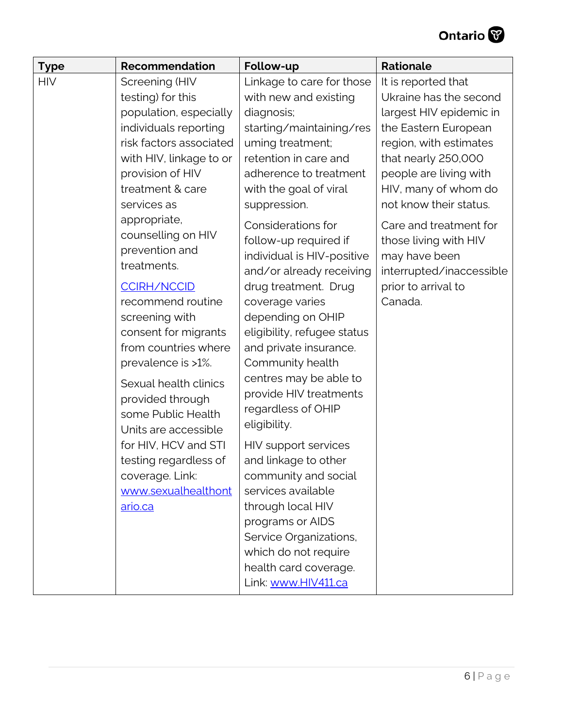| Type | Recommendation | Follow-up | Rationale |
|---|---|---|---|
| HIV | Screening (HIV testing) for this population, especially individuals reporting risk factors associated with HIV, linkage to or provision of HIV treatment & care services as appropriate, counselling on HIV prevention and treatments.<br><br>[CCIRH/NCCID](#) recommend routine screening with consent for migrants from countries where prevalence is >1%.<br><br>Sexual health clinics provided through some Public Health Units are accessible for HIV, HCV and STI testing regardless of coverage. Link: [www.sexualhealthontario.ca](http://www.sexualhealthontario.ca) | Linkage to care for those with new and existing diagnosis; starting/maintaining/resuming treatment; retention in care and adherence to treatment with the goal of viral suppression.<br><br>Considerations for follow-up required if individual is HIV-positive and/or already receiving drug treatment. Drug coverage varies depending on OHIP eligibility, refugee status and private insurance. Community health centres may be able to provide HIV treatments regardless of OHIP eligibility.<br><br>HIV support services and linkage to other community and social services available through local HIV programs or AIDS Service Organizations, which do not require health card coverage. Link: [www.HIV411.ca](http://www.HIV411.ca) | It is reported that Ukraine has the second largest HIV epidemic in the Eastern European region, with estimates that nearly 250,000 people are living with HIV, many of whom do not know their status.<br><br>Care and treatment for those living with HIV may have been interrupted/inaccessible prior to arrival to Canada. |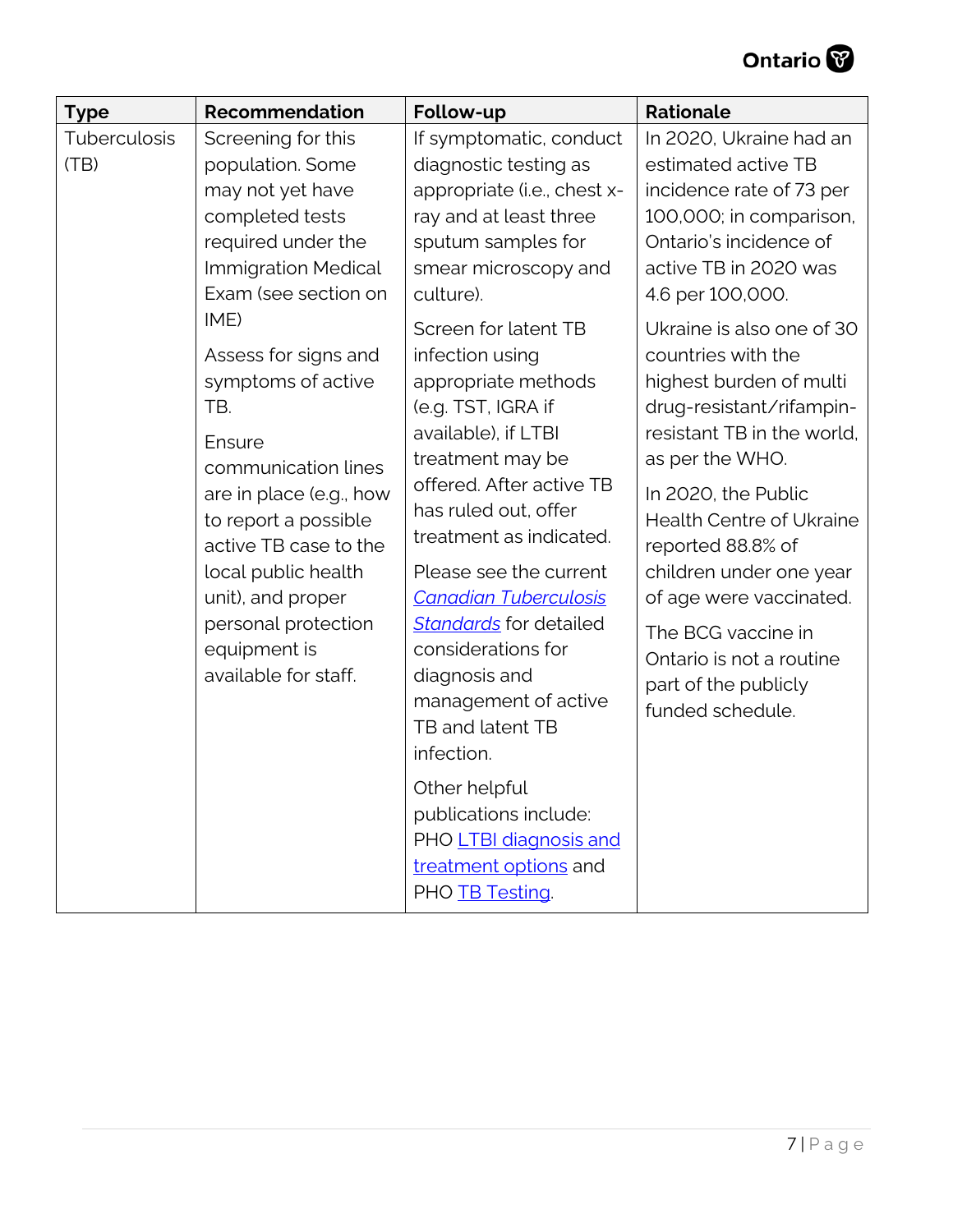| Type | Recommendation | Follow-up | Rationale |
|---|---|---|---|
| Tuberculosis (TB) | Screening for this population. Some may not yet have completed tests required under the Immigration Medical Exam (see section on IME)<br><br>Assess for signs and symptoms of active TB.<br><br>Ensure communication lines are in place (e.g., how to report a possible active TB case to the local public health unit), and proper personal protection equipment is available for staff. | If symptomatic, conduct diagnostic testing as appropriate (i.e., chest x-ray and at least three sputum samples for smear microscopy and culture).<br><br>Screen for latent TB infection using appropriate methods (e.g. TST, IGRA if available), if LTBI treatment may be offered. After active TB has ruled out, offer treatment as indicated.<br><br>Please see the current *[Canadian Tuberculosis Standards](#)* for detailed considerations for diagnosis and management of active TB and latent TB infection.<br><br>Other helpful publications include: PHO [LTBI diagnosis and treatment options](#) and PHO [TB Testing](#). | In 2020, Ukraine had an estimated active TB incidence rate of 73 per 100,000; in comparison, Ontario's incidence of active TB in 2020 was 4.6 per 100,000.<br><br>Ukraine is also one of 30 countries with the highest burden of multi drug-resistant/rifampin-resistant TB in the world, as per the WHO.<br><br>In 2020, the Public Health Centre of Ukraine reported 88.8% of children under one year of age were vaccinated.<br><br>The BCG vaccine in Ontario is not a routine part of the publicly funded schedule. |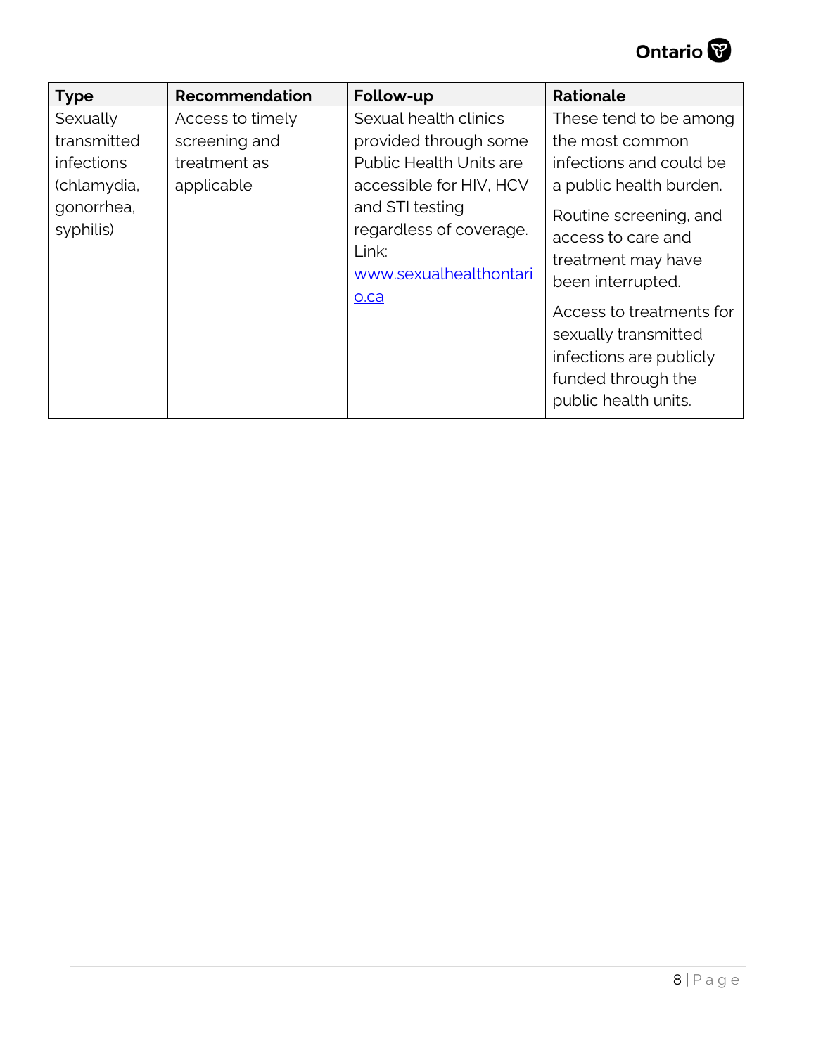| Type | Recommendation | Follow-up | Rationale |
|---|---|---|---|
| Sexually transmitted infections (chlamydia, gonorrhea, syphilis) | Access to timely screening and treatment as applicable | Sexual health clinics provided through some Public Health Units are accessible for HIV, HCV and STI testing regardless of coverage. Link: [www.sexualhealthontario.ca](http://www.sexualhealthontario.ca) | These tend to be among the most common infections and could be a public health burden.<br><br>Routine screening, and access to care and treatment may have been interrupted.<br><br>Access to treatments for sexually transmitted infections are publicly funded through the public health units. |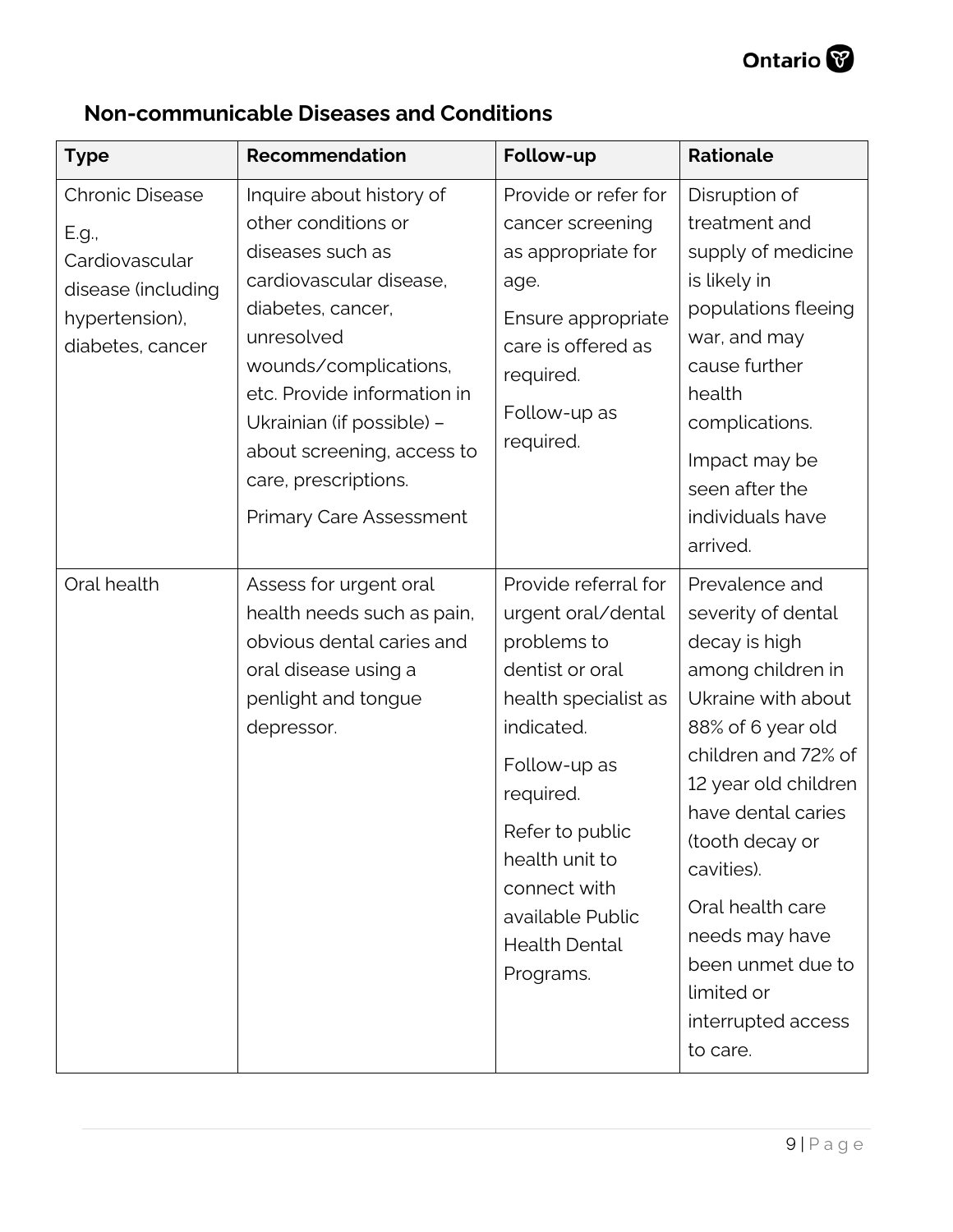## Non-communicable Diseases and Conditions

| Type | Recommendation | Follow-up | Rationale |
|---|---|---|---|
| Chronic Disease<br><br>E.g., Cardiovascular disease (including hypertension), diabetes, cancer | Inquire about history of other conditions or diseases such as cardiovascular disease, diabetes, cancer, unresolved wounds/complications, etc. Provide information in Ukrainian (if possible) – about screening, access to care, prescriptions.<br><br>Primary Care Assessment | Provide or refer for cancer screening as appropriate for age.<br><br>Ensure appropriate care is offered as required.<br><br>Follow-up as required. | Disruption of treatment and supply of medicine is likely in populations fleeing war, and may cause further health complications.<br><br>Impact may be seen after the individuals have arrived. |
| Oral health | Assess for urgent oral health needs such as pain, obvious dental caries and oral disease using a penlight and tongue depressor. | Provide referral for urgent oral/dental problems to dentist or oral health specialist as indicated.<br><br>Follow-up as required.<br><br>Refer to public health unit to connect with available Public Health Dental Programs. | Prevalence and severity of dental decay is high among children in Ukraine with about 88% of 6 year old children and 72% of 12 year old children have dental caries (tooth decay or cavities).<br><br>Oral health care needs may have been unmet due to limited or interrupted access to care. |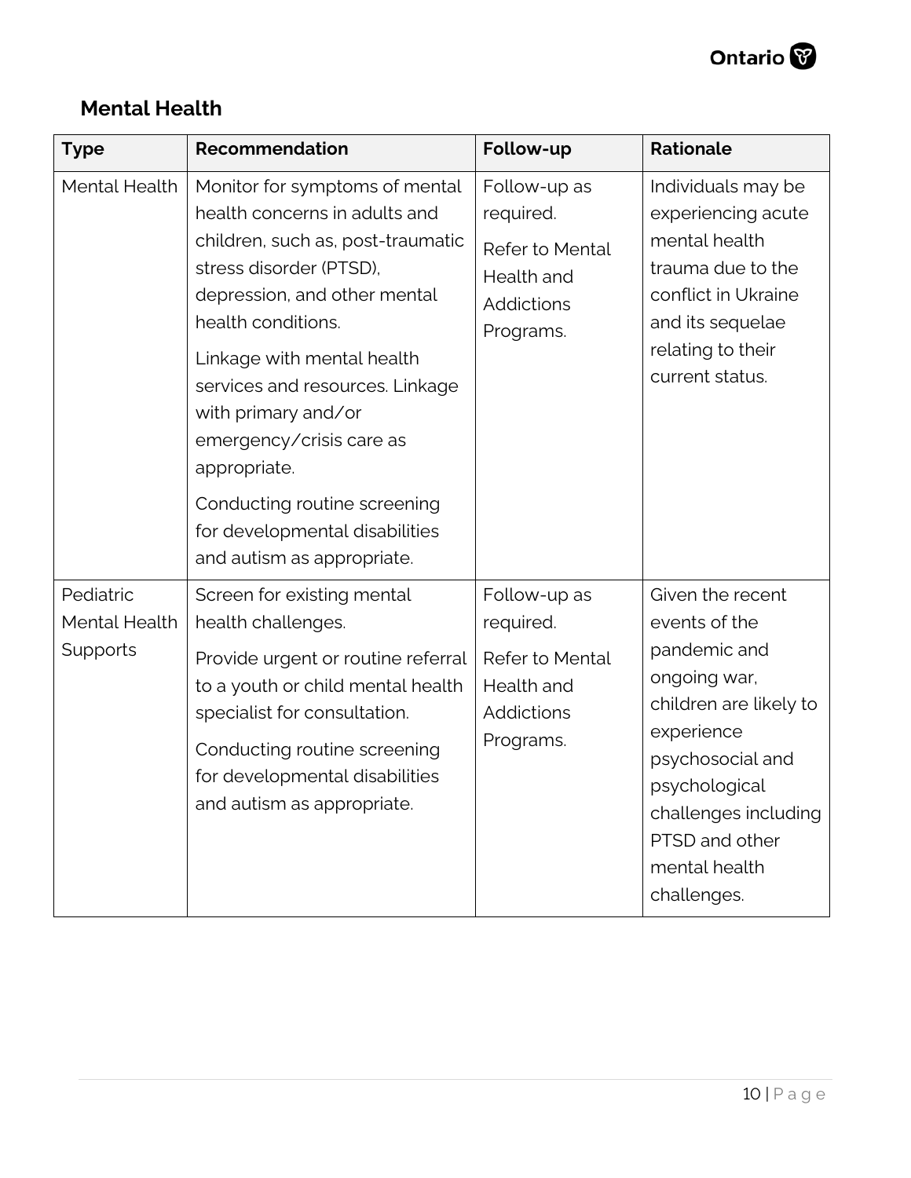## Mental Health

| Type | Recommendation | Follow-up | Rationale |
|---|---|---|---|
| Mental Health | Monitor for symptoms of mental health concerns in adults and children, such as, post-traumatic stress disorder (PTSD), depression, and other mental health conditions.<br><br>Linkage with mental health services and resources. Linkage with primary and/or emergency/crisis care as appropriate.<br><br>Conducting routine screening for developmental disabilities and autism as appropriate. | Follow-up as required.<br><br>Refer to Mental Health and Addictions Programs. | Individuals may be experiencing acute mental health trauma due to the conflict in Ukraine and its sequelae relating to their current status. |
| Pediatric Mental Health Supports | Screen for existing mental health challenges.<br><br>Provide urgent or routine referral to a youth or child mental health specialist for consultation.<br><br>Conducting routine screening for developmental disabilities and autism as appropriate. | Follow-up as required.<br><br>Refer to Mental Health and Addictions Programs. | Given the recent events of the pandemic and ongoing war, children are likely to experience psychosocial and psychological challenges including PTSD and other mental health challenges. |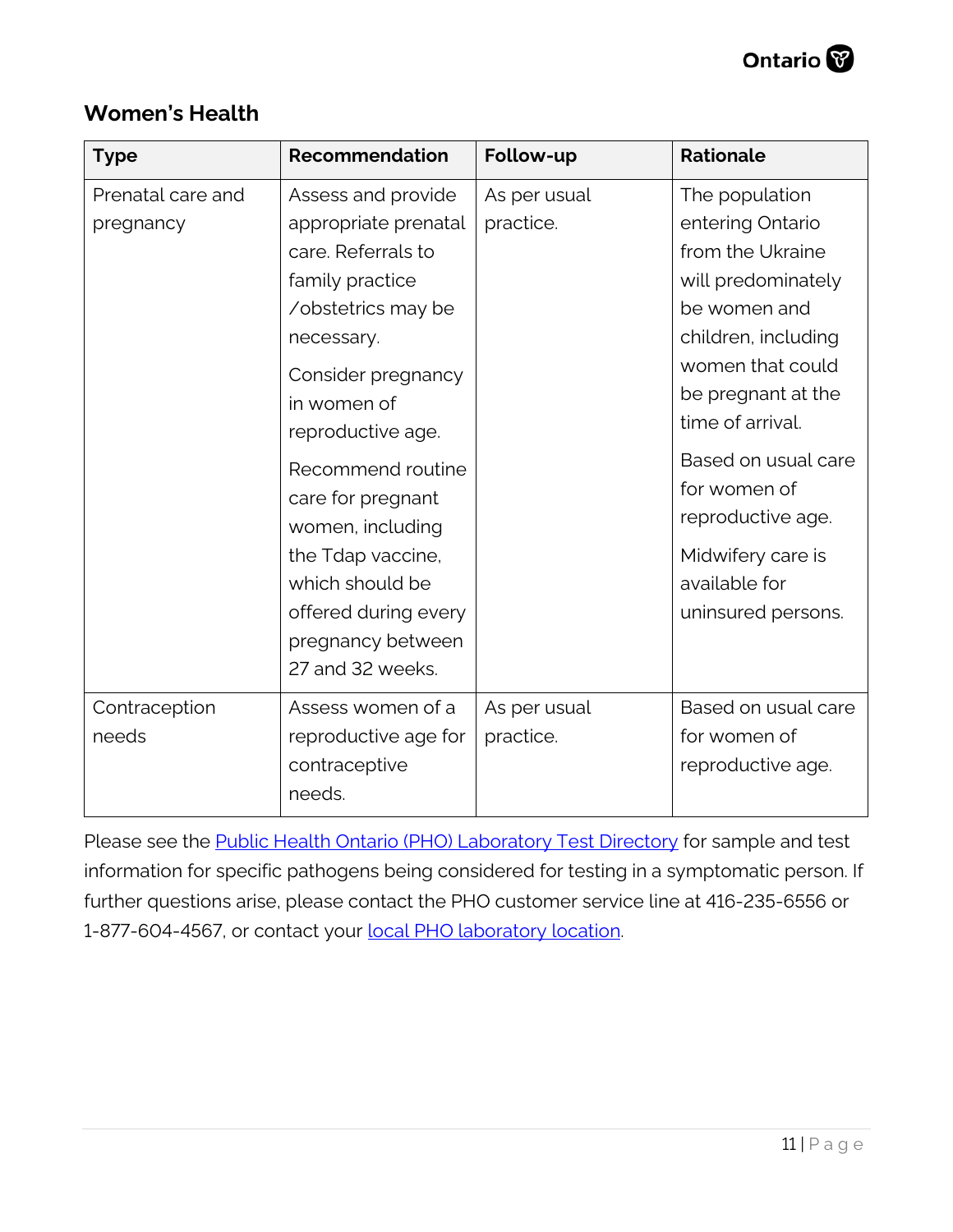## Women's Health

| Type | Recommendation | Follow-up | Rationale |
|---|---|---|---|
| Prenatal care and pregnancy | Assess and provide appropriate prenatal care. Referrals to family practice /obstetrics may be necessary.<br><br>Consider pregnancy in women of reproductive age.<br><br>Recommend routine care for pregnant women, including the Tdap vaccine, which should be offered during every pregnancy between 27 and 32 weeks. | As per usual practice. | The population entering Ontario from the Ukraine will predominately be women and children, including women that could be pregnant at the time of arrival.<br><br>Based on usual care for women of reproductive age.<br><br>Midwifery care is available for uninsured persons. |
| Contraception needs | Assess women of a reproductive age for contraceptive needs. | As per usual practice. | Based on usual care for women of reproductive age. |

Please see the [Public Health Ontario (PHO) Laboratory Test Directory] for sample and test information for specific pathogens being considered for testing in a symptomatic person. If further questions arise, please contact the PHO customer service line at 416-235-6556 or 1-877-604-4567, or contact your [local PHO laboratory location].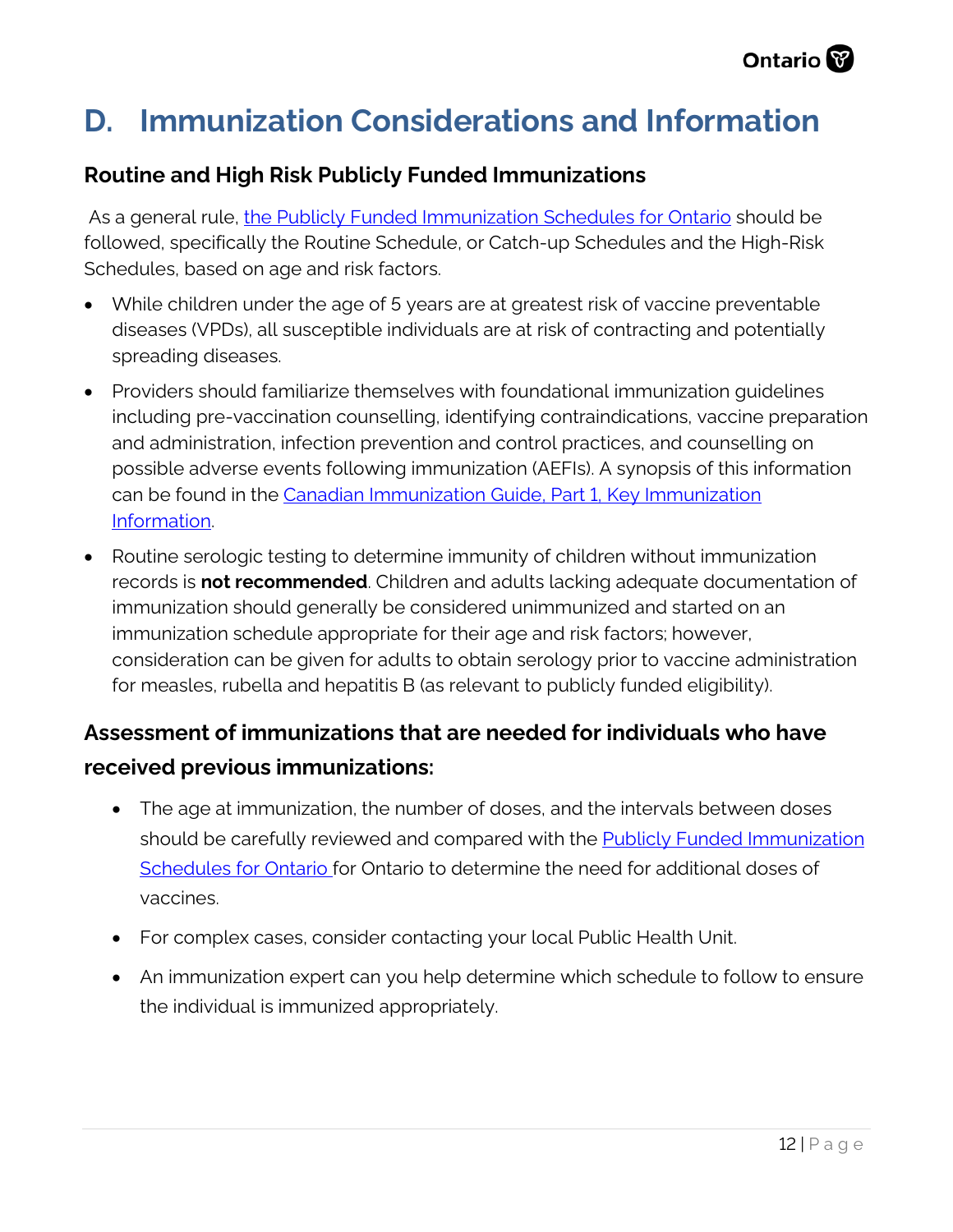# D. Immunization Considerations and Information

## Routine and High Risk Publicly Funded Immunizations

As a general rule, [the Publicly Funded Immunization Schedules for Ontario] should be followed, specifically the Routine Schedule, or Catch-up Schedules and the High-Risk Schedules, based on age and risk factors.

- While children under the age of 5 years are at greatest risk of vaccine preventable diseases (VPDs), all susceptible individuals are at risk of contracting and potentially spreading diseases.
- Providers should familiarize themselves with foundational immunization guidelines including pre-vaccination counselling, identifying contraindications, vaccine preparation and administration, infection prevention and control practices, and counselling on possible adverse events following immunization (AEFIs). A synopsis of this information can be found in the Canadian Immunization Guide, Part 1, Key Immunization Information.
- Routine serologic testing to determine immunity of children without immunization records is **not recommended**. Children and adults lacking adequate documentation of immunization should generally be considered unimmunized and started on an immunization schedule appropriate for their age and risk factors; however, consideration can be given for adults to obtain serology prior to vaccine administration for measles, rubella and hepatitis B (as relevant to publicly funded eligibility).

## Assessment of immunizations that are needed for individuals who have received previous immunizations:

- The age at immunization, the number of doses, and the intervals between doses should be carefully reviewed and compared with the Publicly Funded Immunization Schedules for Ontario for Ontario to determine the need for additional doses of vaccines.
- For complex cases, consider contacting your local Public Health Unit.
- An immunization expert can you help determine which schedule to follow to ensure the individual is immunized appropriately.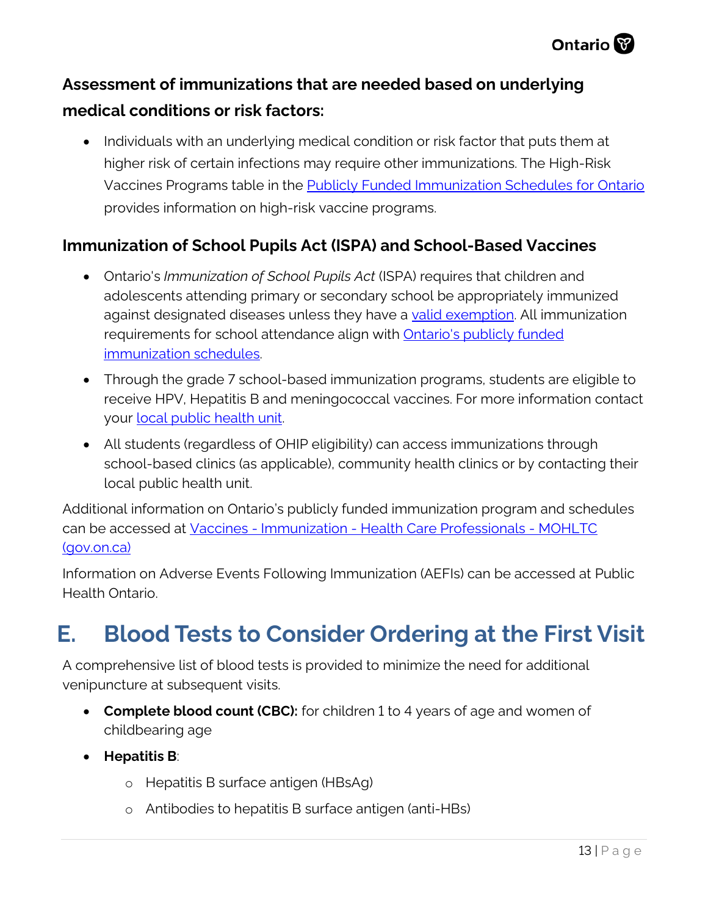### Assessment of immunizations that are needed based on underlying medical conditions or risk factors:

- Individuals with an underlying medical condition or risk factor that puts them at higher risk of certain infections may require other immunizations. The High-Risk Vaccines Programs table in the Publicly Funded Immunization Schedules for Ontario provides information on high-risk vaccine programs.

### Immunization of School Pupils Act (ISPA) and School-Based Vaccines

- Ontario's *Immunization of School Pupils Act* (ISPA) requires that children and adolescents attending primary or secondary school be appropriately immunized against designated diseases unless they have a valid exemption. All immunization requirements for school attendance align with Ontario's publicly funded immunization schedules.
- Through the grade 7 school-based immunization programs, students are eligible to receive HPV, Hepatitis B and meningococcal vaccines. For more information contact your local public health unit.
- All students (regardless of OHIP eligibility) can access immunizations through school-based clinics (as applicable), community health clinics or by contacting their local public health unit.

Additional information on Ontario's publicly funded immunization program and schedules can be accessed at Vaccines - Immunization - Health Care Professionals - MOHLTC (gov.on.ca)

Information on Adverse Events Following Immunization (AEFIs) can be accessed at Public Health Ontario.

## E. Blood Tests to Consider Ordering at the First Visit

A comprehensive list of blood tests is provided to minimize the need for additional venipuncture at subsequent visits.

- **Complete blood count (CBC):** for children 1 to 4 years of age and women of childbearing age
- **Hepatitis B**:
  - Hepatitis B surface antigen (HBsAg)
  - Antibodies to hepatitis B surface antigen (anti-HBs)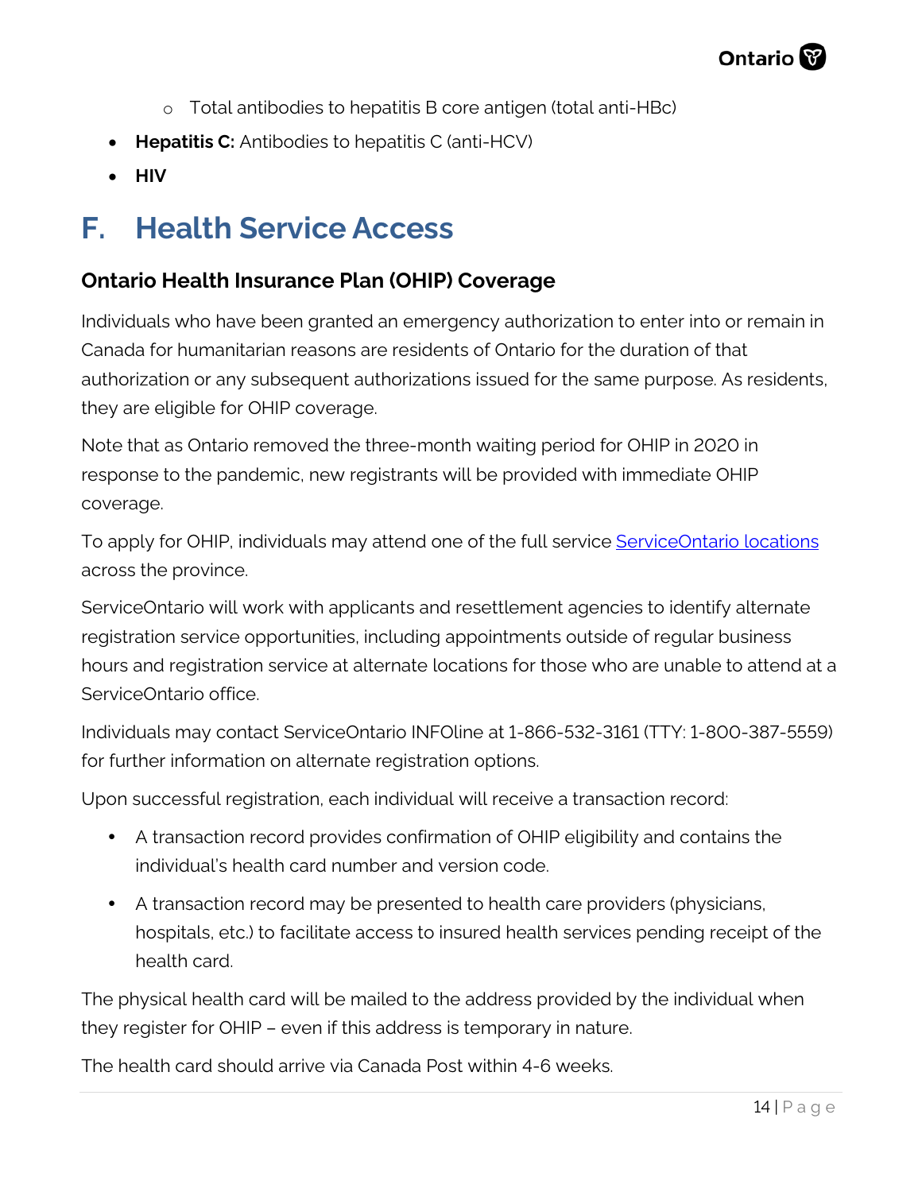- Total antibodies to hepatitis B core antigen (total anti-HBc)
- **Hepatitis C:** Antibodies to hepatitis C (anti-HCV)
- **HIV**

# F. Health Service Access

## Ontario Health Insurance Plan (OHIP) Coverage

Individuals who have been granted an emergency authorization to enter into or remain in Canada for humanitarian reasons are residents of Ontario for the duration of that authorization or any subsequent authorizations issued for the same purpose. As residents, they are eligible for OHIP coverage.

Note that as Ontario removed the three-month waiting period for OHIP in 2020 in response to the pandemic, new registrants will be provided with immediate OHIP coverage.

To apply for OHIP, individuals may attend one of the full service ServiceOntario locations across the province.

ServiceOntario will work with applicants and resettlement agencies to identify alternate registration service opportunities, including appointments outside of regular business hours and registration service at alternate locations for those who are unable to attend at a ServiceOntario office.

Individuals may contact ServiceOntario INFOline at 1-866-532-3161 (TTY: 1-800-387-5559) for further information on alternate registration options.

Upon successful registration, each individual will receive a transaction record:

- A transaction record provides confirmation of OHIP eligibility and contains the individual's health card number and version code.
- A transaction record may be presented to health care providers (physicians, hospitals, etc.) to facilitate access to insured health services pending receipt of the health card.

The physical health card will be mailed to the address provided by the individual when they register for OHIP – even if this address is temporary in nature.

The health card should arrive via Canada Post within 4-6 weeks.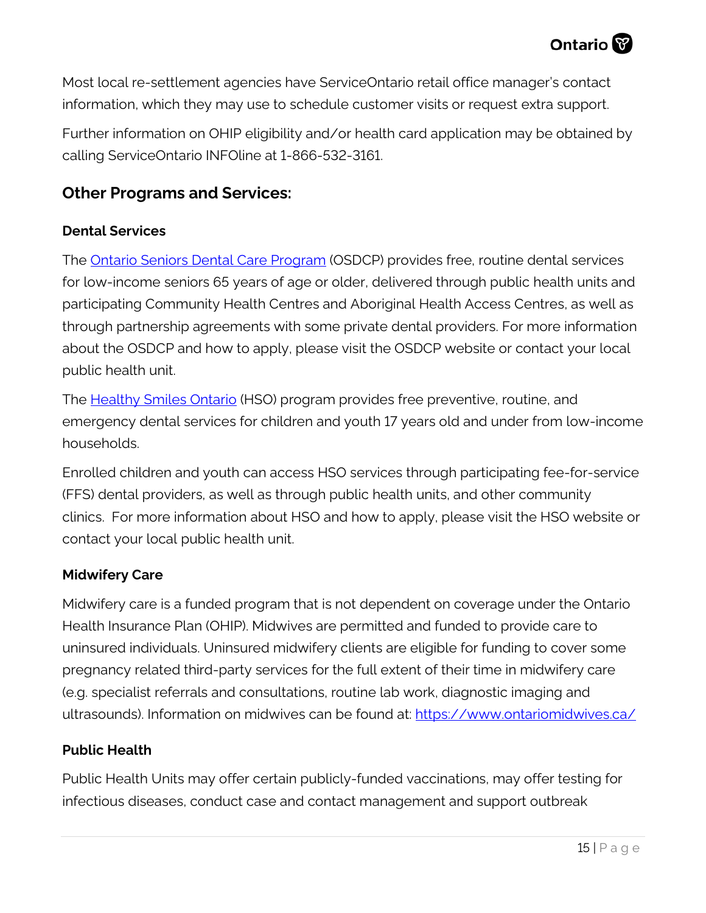Most local re-settlement agencies have ServiceOntario retail office manager's contact information, which they may use to schedule customer visits or request extra support.

Further information on OHIP eligibility and/or health card application may be obtained by calling ServiceOntario INFOline at 1-866-532-3161.

## Other Programs and Services:

### Dental Services

The [Ontario Seniors Dental Care Program](#) (OSDCP) provides free, routine dental services for low-income seniors 65 years of age or older, delivered through public health units and participating Community Health Centres and Aboriginal Health Access Centres, as well as through partnership agreements with some private dental providers. For more information about the OSDCP and how to apply, please visit the OSDCP website or contact your local public health unit.

The [Healthy Smiles Ontario](#) (HSO) program provides free preventive, routine, and emergency dental services for children and youth 17 years old and under from low-income households.

Enrolled children and youth can access HSO services through participating fee-for-service (FFS) dental providers, as well as through public health units, and other community clinics. For more information about HSO and how to apply, please visit the HSO website or contact your local public health unit.

### Midwifery Care

Midwifery care is a funded program that is not dependent on coverage under the Ontario Health Insurance Plan (OHIP). Midwives are permitted and funded to provide care to uninsured individuals. Uninsured midwifery clients are eligible for funding to cover some pregnancy related third-party services for the full extent of their time in midwifery care (e.g. specialist referrals and consultations, routine lab work, diagnostic imaging and ultrasounds). Information on midwives can be found at: https://www.ontariomidwives.ca/

### Public Health

Public Health Units may offer certain publicly-funded vaccinations, may offer testing for infectious diseases, conduct case and contact management and support outbreak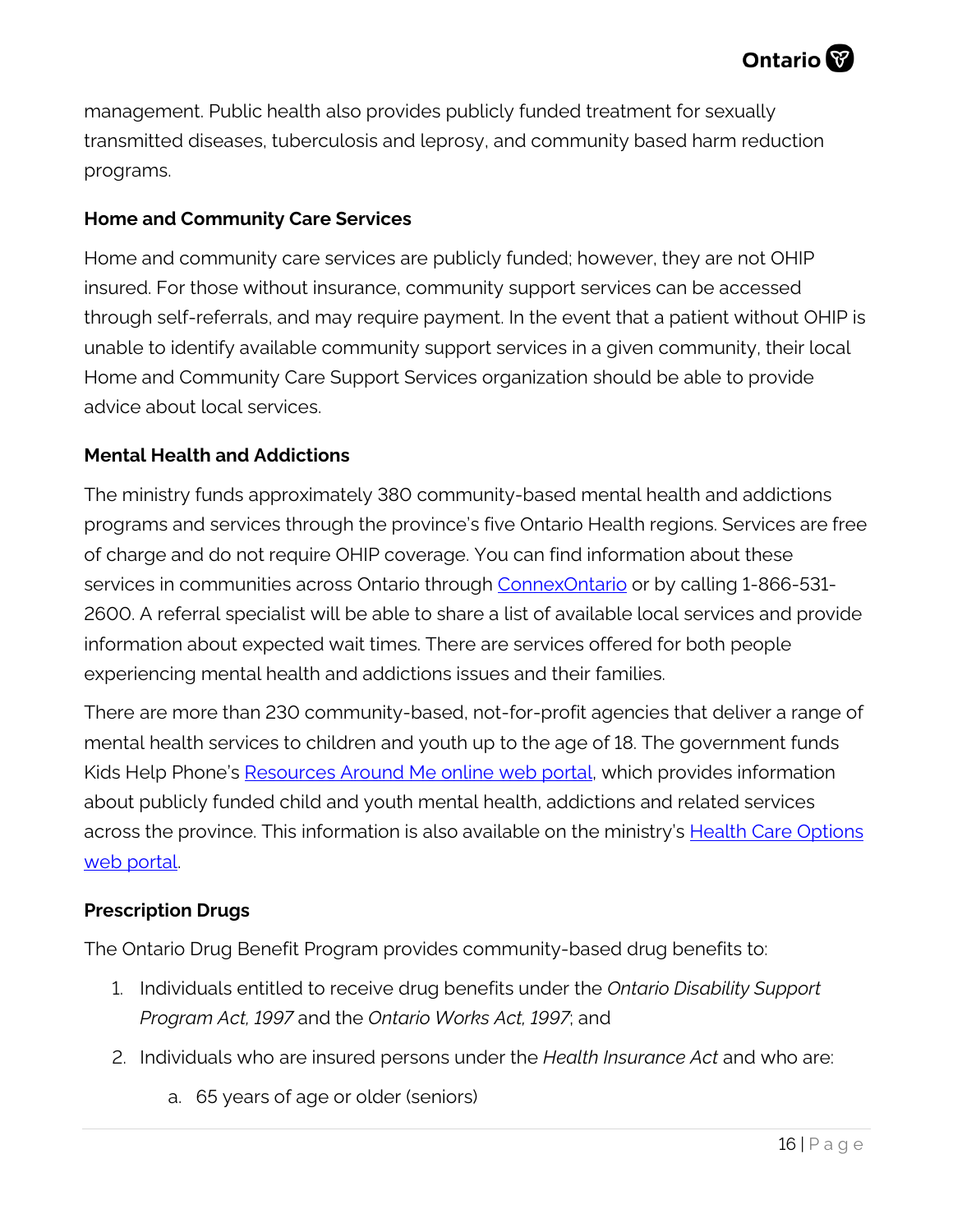management. Public health also provides publicly funded treatment for sexually transmitted diseases, tuberculosis and leprosy, and community based harm reduction programs.

**Home and Community Care Services**

Home and community care services are publicly funded; however, they are not OHIP insured. For those without insurance, community support services can be accessed through self-referrals, and may require payment. In the event that a patient without OHIP is unable to identify available community support services in a given community, their local Home and Community Care Support Services organization should be able to provide advice about local services.

**Mental Health and Addictions**

The ministry funds approximately 380 community-based mental health and addictions programs and services through the province's five Ontario Health regions. Services are free of charge and do not require OHIP coverage. You can find information about these services in communities across Ontario through [ConnexOntario]() or by calling 1-866-531-2600. A referral specialist will be able to share a list of available local services and provide information about expected wait times. There are services offered for both people experiencing mental health and addictions issues and their families.

There are more than 230 community-based, not-for-profit agencies that deliver a range of mental health services to children and youth up to the age of 18. The government funds Kids Help Phone's [Resources Around Me online web portal](), which provides information about publicly funded child and youth mental health, addictions and related services across the province. This information is also available on the ministry's [Health Care Options web portal]().

**Prescription Drugs**

The Ontario Drug Benefit Program provides community-based drug benefits to:

1. Individuals entitled to receive drug benefits under the *Ontario Disability Support Program Act, 1997* and the *Ontario Works Act, 1997*; and
2. Individuals who are insured persons under the *Health Insurance Act* and who are:
    a. 65 years of age or older (seniors)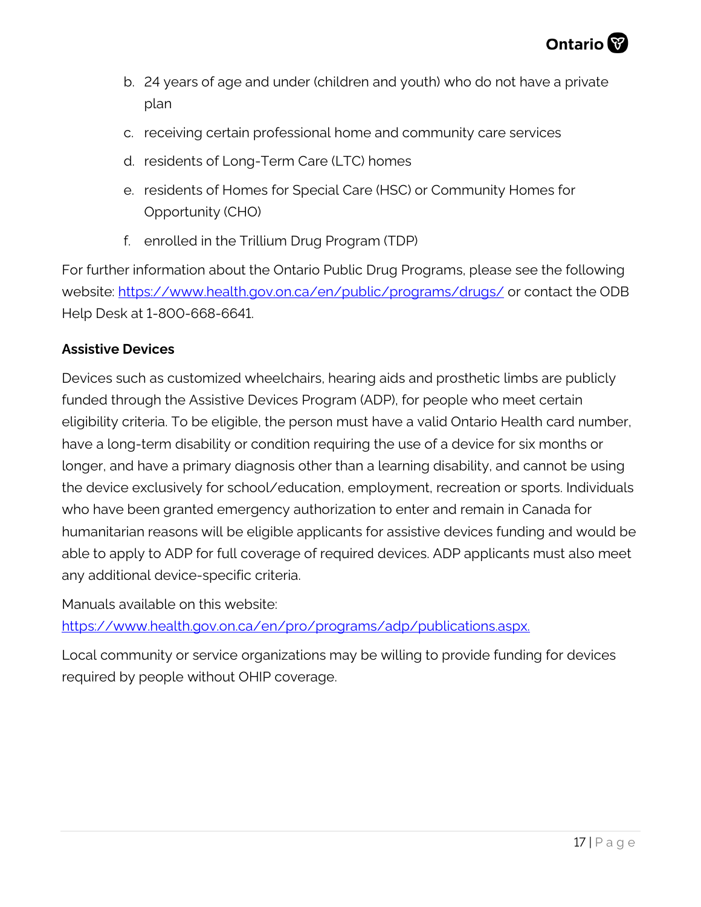b. 24 years of age and under (children and youth) who do not have a private plan
c. receiving certain professional home and community care services
d. residents of Long-Term Care (LTC) homes
e. residents of Homes for Special Care (HSC) or Community Homes for Opportunity (CHO)
f. enrolled in the Trillium Drug Program (TDP)

For further information about the Ontario Public Drug Programs, please see the following website: [https://www.health.gov.on.ca/en/public/programs/drugs/](https://www.health.gov.on.ca/en/public/programs/drugs/) or contact the ODB Help Desk at 1-800-668-6641.

**Assistive Devices**

Devices such as customized wheelchairs, hearing aids and prosthetic limbs are publicly funded through the Assistive Devices Program (ADP), for people who meet certain eligibility criteria. To be eligible, the person must have a valid Ontario Health card number, have a long-term disability or condition requiring the use of a device for six months or longer, and have a primary diagnosis other than a learning disability, and cannot be using the device exclusively for school/education, employment, recreation or sports. Individuals who have been granted emergency authorization to enter and remain in Canada for humanitarian reasons will be eligible applicants for assistive devices funding and would be able to apply to ADP for full coverage of required devices. ADP applicants must also meet any additional device-specific criteria.

Manuals available on this website:
[https://www.health.gov.on.ca/en/pro/programs/adp/publications.aspx.](https://www.health.gov.on.ca/en/pro/programs/adp/publications.aspx)

Local community or service organizations may be willing to provide funding for devices required by people without OHIP coverage.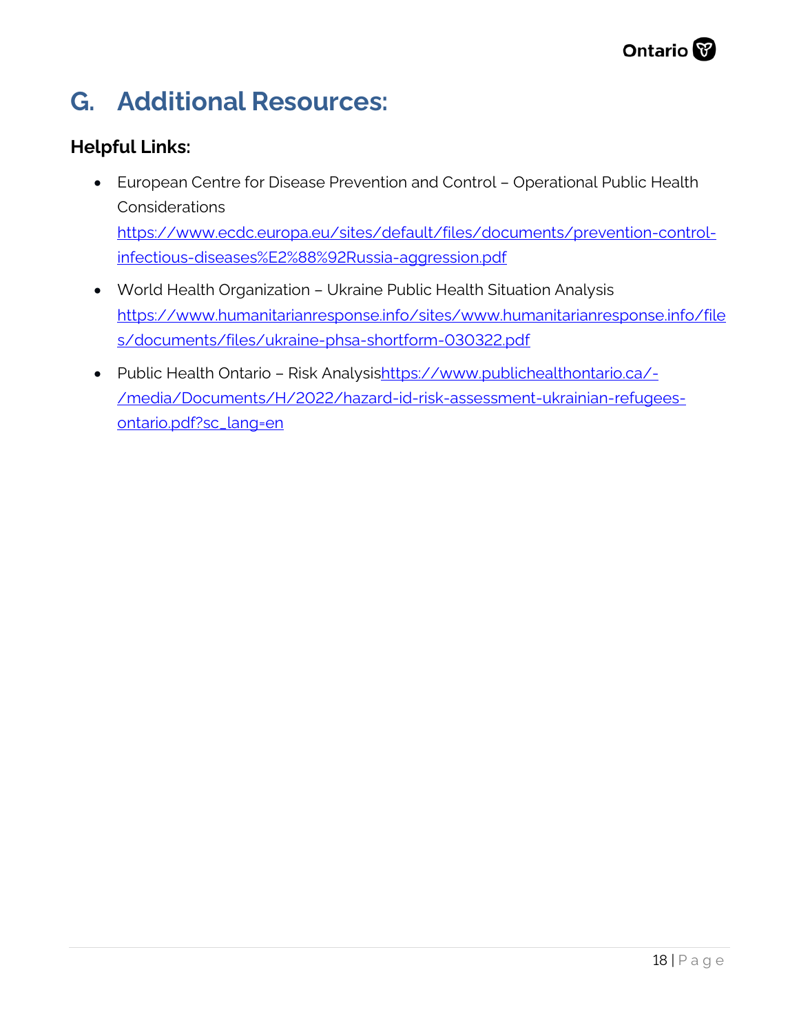# G. Additional Resources:

**Helpful Links:**

- European Centre for Disease Prevention and Control – Operational Public Health Considerations
  https://www.ecdc.europa.eu/sites/default/files/documents/prevention-control-infectious-diseases%E2%88%92Russia-aggression.pdf
- World Health Organization – Ukraine Public Health Situation Analysis
  https://www.humanitarianresponse.info/sites/www.humanitarianresponse.info/files/documents/files/ukraine-phsa-shortform-030322.pdf
- Public Health Ontario – Risk Analysishttps://www.publichealthontario.ca/-/media/Documents/H/2022/hazard-id-risk-assessment-ukrainian-refugees-ontario.pdf?sc_lang=en